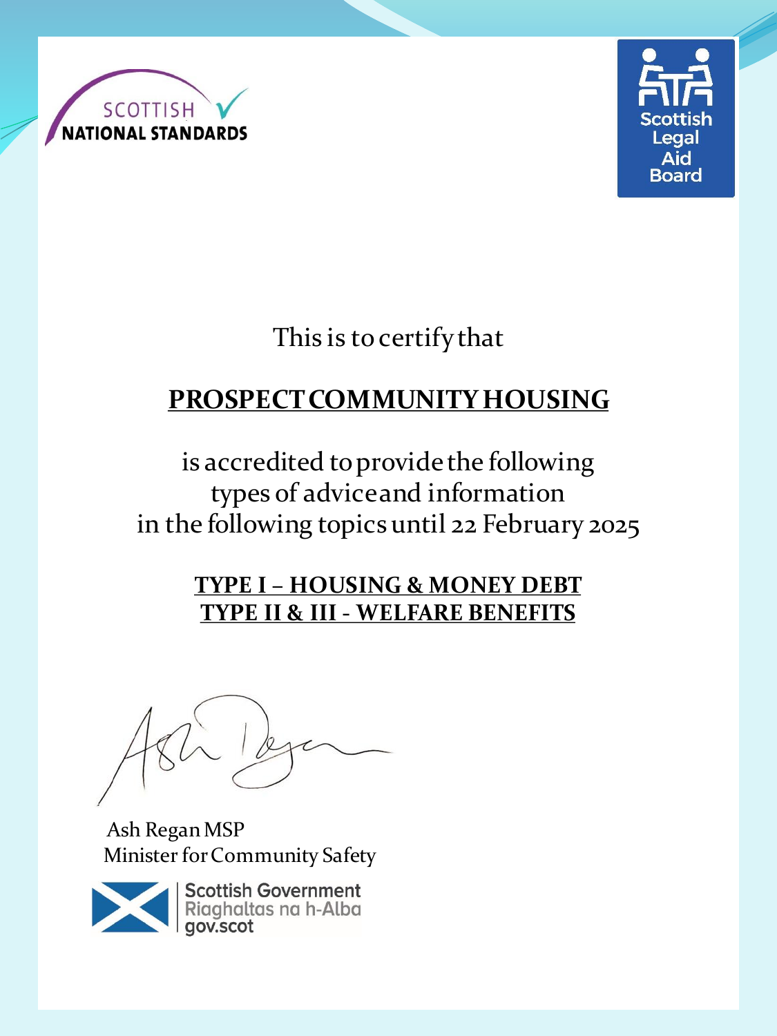SCOTTISH NATIONAL STANDARDS

Scottish Legal Aid Board

This is to certify that

**PROSPECT COMMUNITY HOUSING**

is accredited to provide the following types of advice and information in the following topics until 22 February 2025

**TYPE I – HOUSING & MONEY DEBT**
**TYPE II & III - WELFARE BENEFITS**

Ash Regan MSP
Minister for Community Safety

Scottish Government
Riaghaltas na h-Alba
gov.scot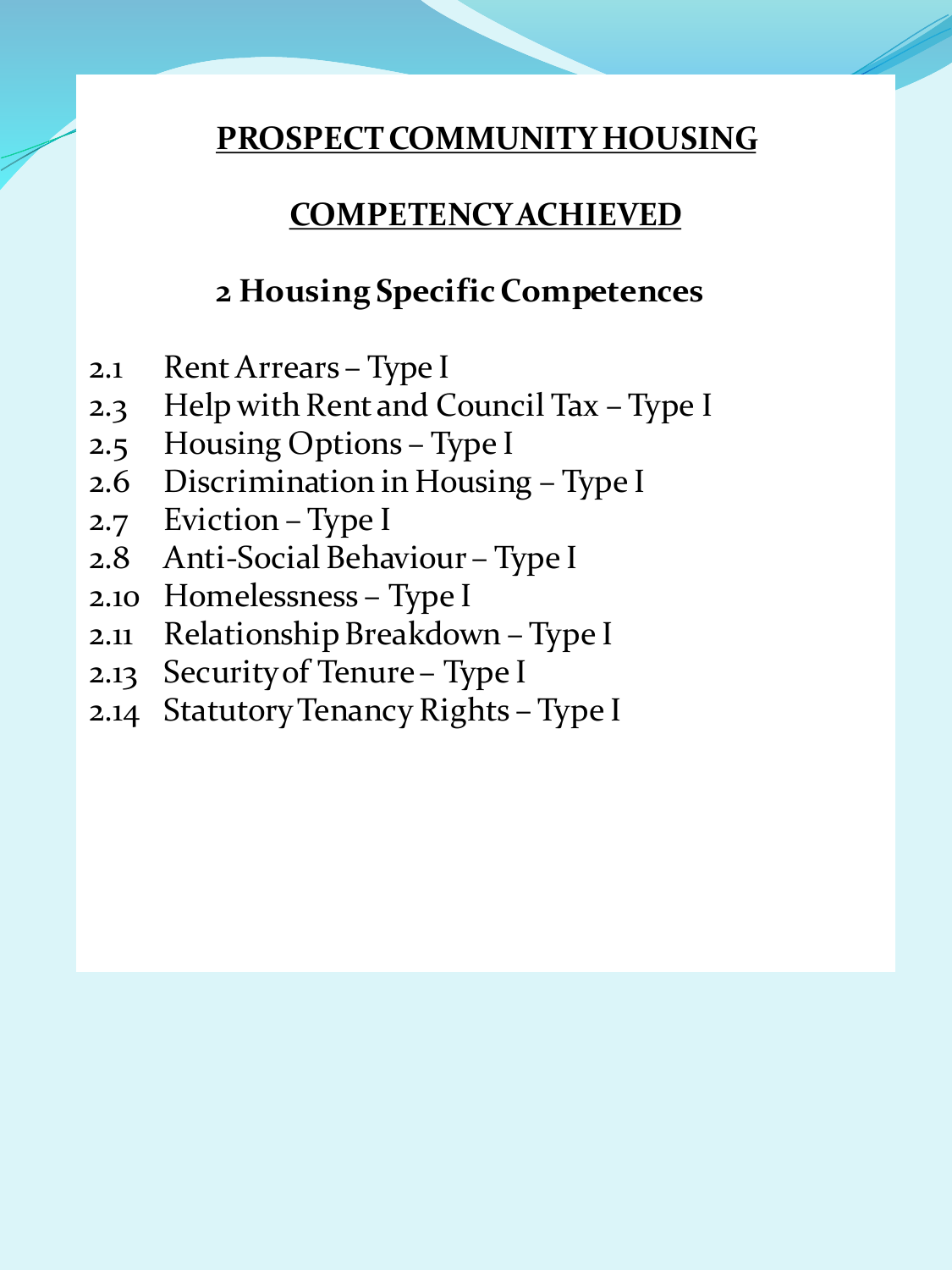# PROSPECT COMMUNITY HOUSING

## COMPETENCY ACHIEVED

### 2 Housing Specific Competences

- 2.1 Rent Arrears – Type I
- 2.3 Help with Rent and Council Tax – Type I
- 2.5 Housing Options – Type I
- 2.6 Discrimination in Housing – Type I
- 2.7 Eviction – Type I
- 2.8 Anti-Social Behaviour – Type I
- 2.10 Homelessness – Type I
- 2.11 Relationship Breakdown – Type I
- 2.13 Security of Tenure – Type I
- 2.14 Statutory Tenancy Rights – Type I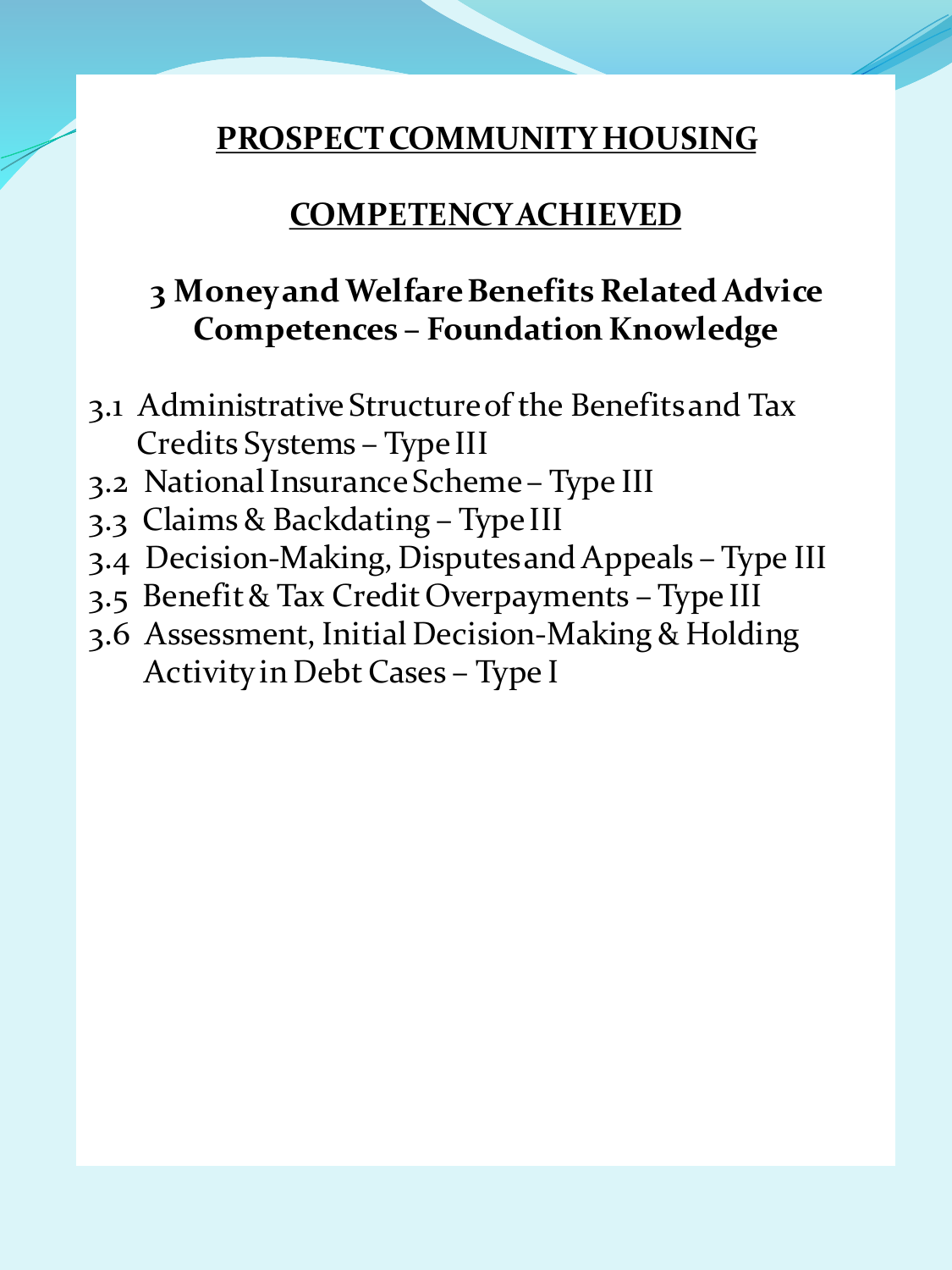# PROSPECT COMMUNITY HOUSING

## COMPETENCY ACHIEVED

### 3 Money and Welfare Benefits Related Advice Competences – Foundation Knowledge

3.1 Administrative Structure of the Benefits and Tax Credits Systems – Type III
3.2 National Insurance Scheme – Type III
3.3 Claims & Backdating – Type III
3.4 Decision-Making, Disputes and Appeals – Type III
3.5 Benefit & Tax Credit Overpayments – Type III
3.6 Assessment, Initial Decision-Making & Holding Activity in Debt Cases – Type I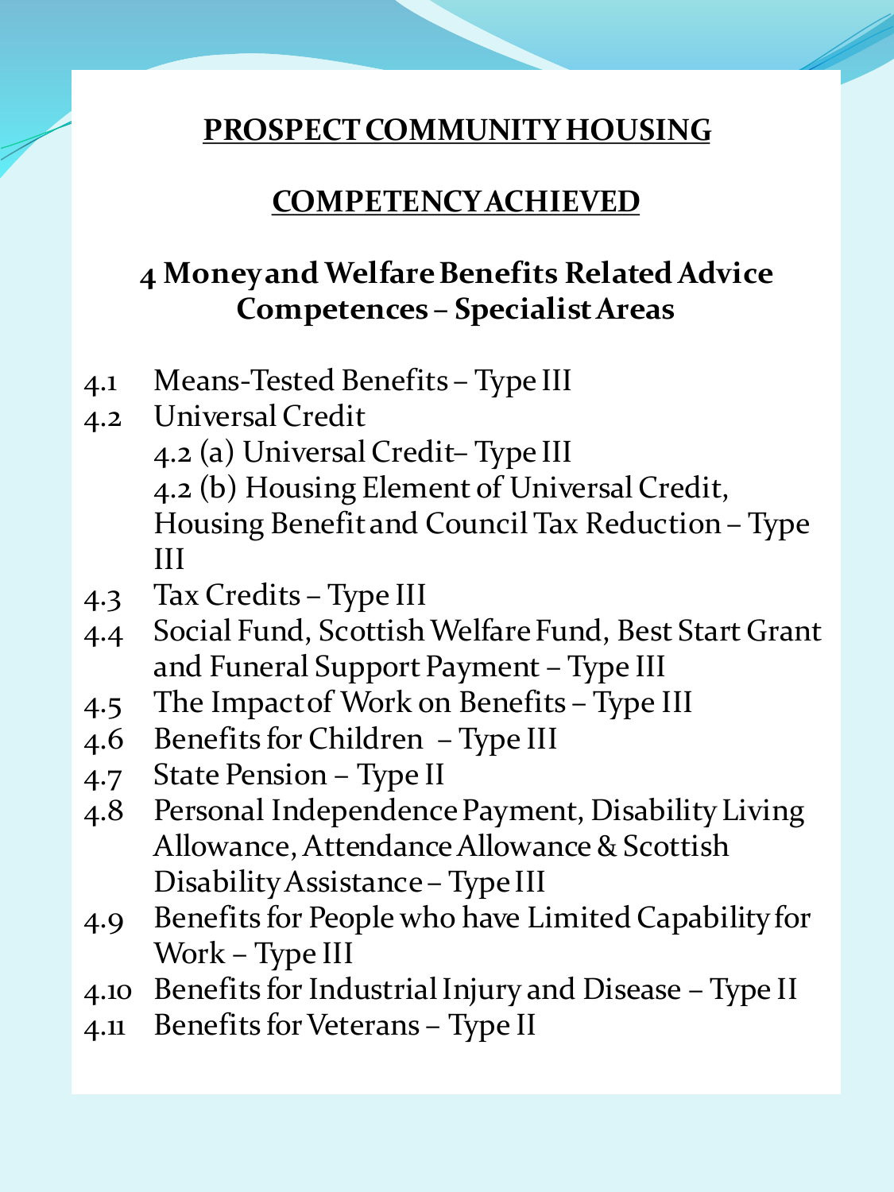# PROSPECT COMMUNITY HOUSING

## COMPETENCY ACHIEVED

### 4 Money and Welfare Benefits Related Advice Competences – Specialist Areas

- 4.1 Means-Tested Benefits – Type III
- 4.2 Universal Credit
  - 4.2 (a) Universal Credit– Type III
  - 4.2 (b) Housing Element of Universal Credit, Housing Benefit and Council Tax Reduction – Type III
- 4.3 Tax Credits – Type III
- 4.4 Social Fund, Scottish Welfare Fund, Best Start Grant and Funeral Support Payment – Type III
- 4.5 The Impact of Work on Benefits – Type III
- 4.6 Benefits for Children – Type III
- 4.7 State Pension – Type II
- 4.8 Personal Independence Payment, Disability Living Allowance, Attendance Allowance & Scottish Disability Assistance – Type III
- 4.9 Benefits for People who have Limited Capability for Work – Type III
- 4.10 Benefits for Industrial Injury and Disease – Type II
- 4.11 Benefits for Veterans – Type II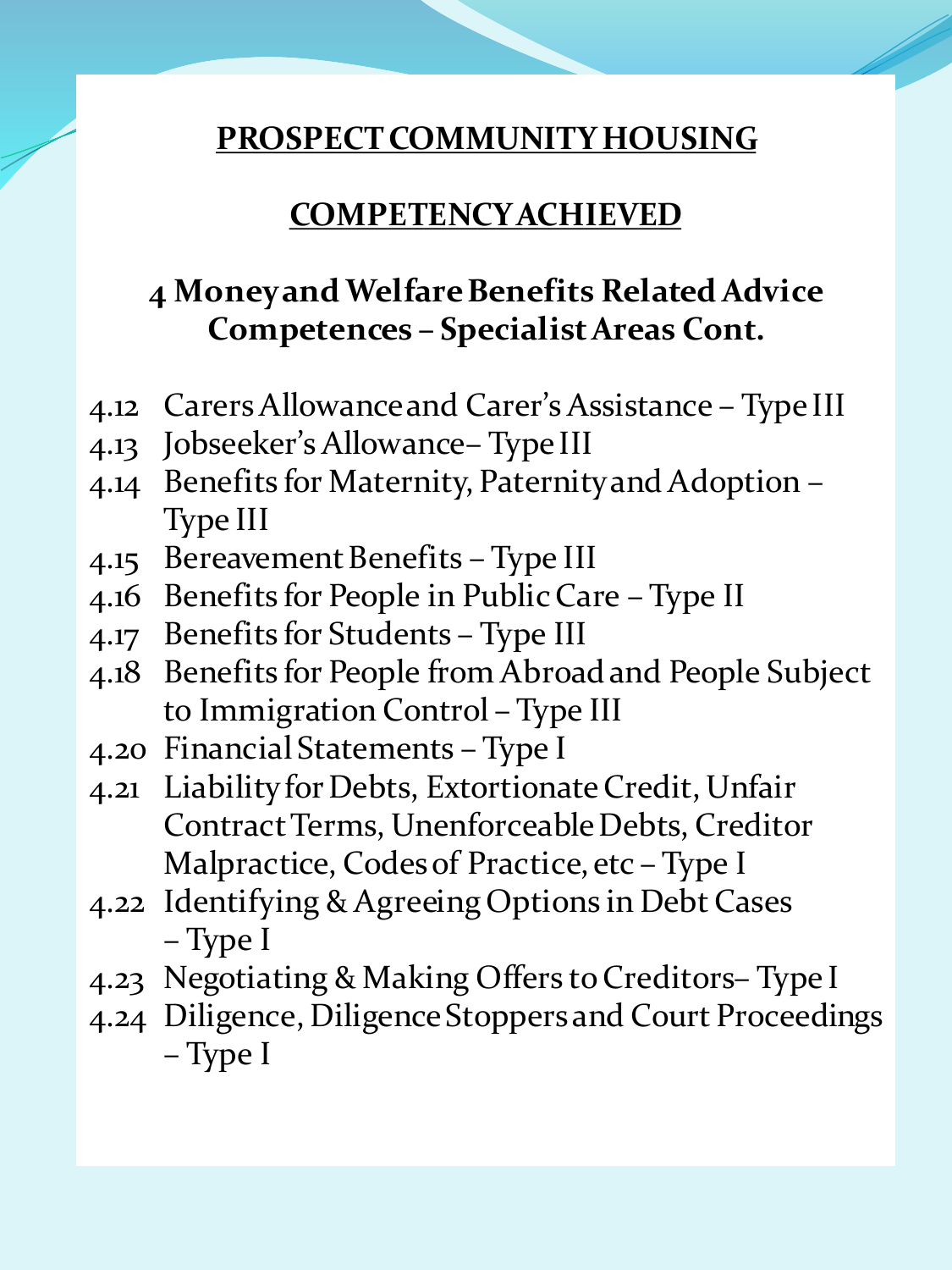# PROSPECT COMMUNITY HOUSING

## COMPETENCY ACHIEVED

### 4 Money and Welfare Benefits Related Advice Competences – Specialist Areas Cont.

- 4.12 Carers Allowance and Carer's Assistance – Type III
- 4.13 Jobseeker's Allowance– Type III
- 4.14 Benefits for Maternity, Paternity and Adoption – Type III
- 4.15 Bereavement Benefits – Type III
- 4.16 Benefits for People in Public Care – Type II
- 4.17 Benefits for Students – Type III
- 4.18 Benefits for People from Abroad and People Subject to Immigration Control – Type III
- 4.20 Financial Statements – Type I
- 4.21 Liability for Debts, Extortionate Credit, Unfair Contract Terms, Unenforceable Debts, Creditor Malpractice, Codes of Practice, etc – Type I
- 4.22 Identifying & Agreeing Options in Debt Cases – Type I
- 4.23 Negotiating & Making Offers to Creditors– Type I
- 4.24 Diligence, Diligence Stoppers and Court Proceedings – Type I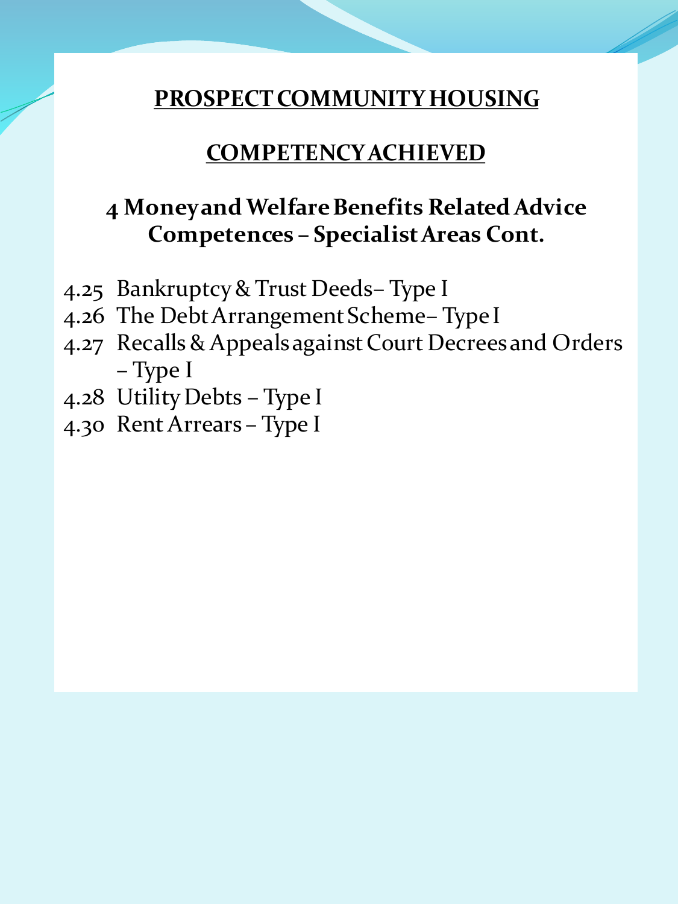# PROSPECT COMMUNITY HOUSING

## COMPETENCY ACHIEVED

### 4 Money and Welfare Benefits Related Advice Competences – Specialist Areas Cont.

4.25 Bankruptcy & Trust Deeds– Type I
4.26 The Debt Arrangement Scheme– Type I
4.27 Recalls & Appeals against Court Decrees and Orders – Type I
4.28 Utility Debts – Type I
4.30 Rent Arrears – Type I